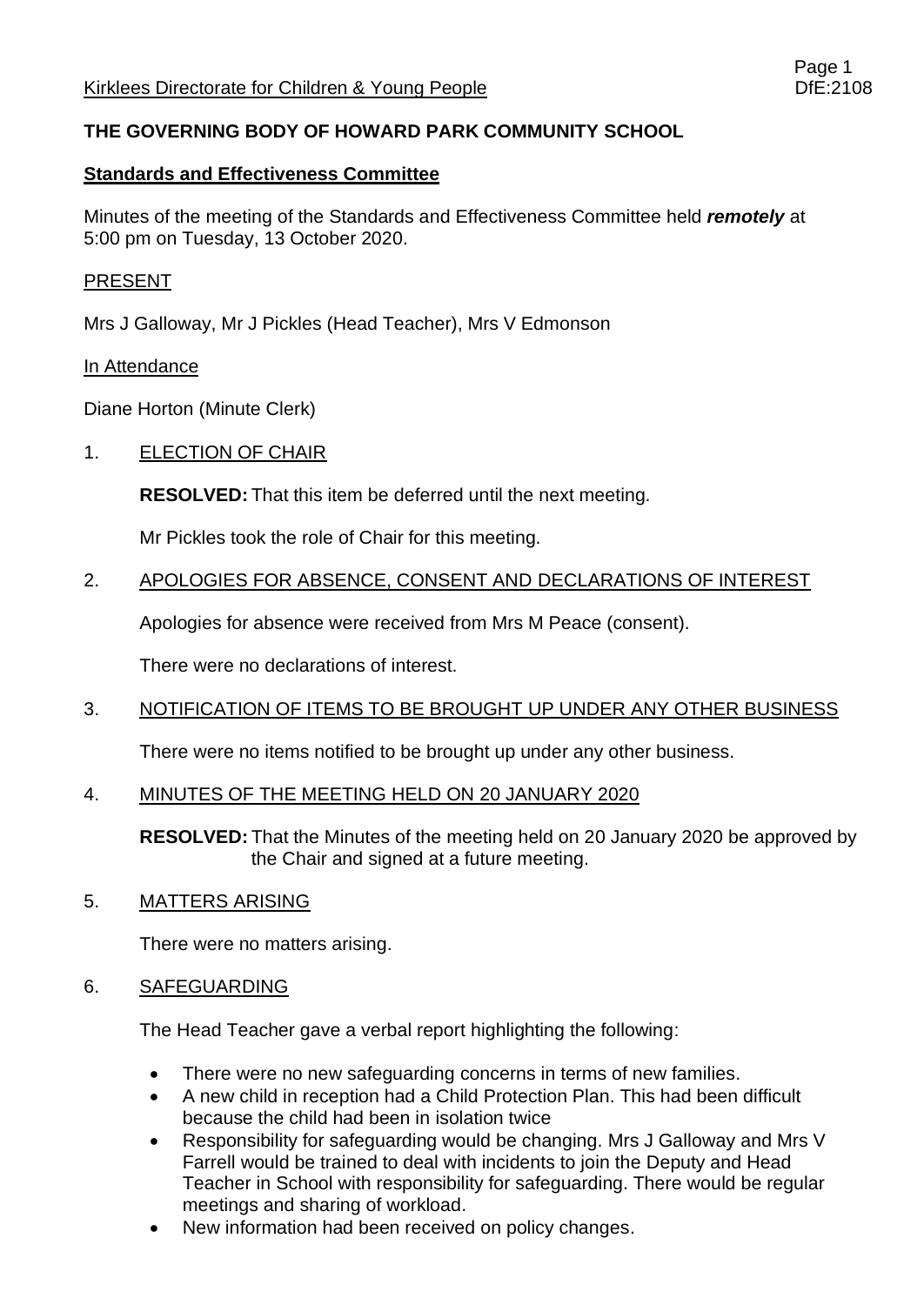Kirklees Directorate for Children & Young People DfE:2108

**THE GOVERNING BODY OF HOWARD PARK COMMUNITY SCHOOL**

**Standards and Effectiveness Committee**

Minutes of the meeting of the Standards and Effectiveness Committee held ***remotely*** at 5:00 pm on Tuesday, 13 October 2020.

PRESENT

Mrs J Galloway, Mr J Pickles (Head Teacher), Mrs V Edmonson

In Attendance

Diane Horton (Minute Clerk)

1. ELECTION OF CHAIR

   **RESOLVED:** That this item be deferred until the next meeting.

   Mr Pickles took the role of Chair for this meeting.

2. APOLOGIES FOR ABSENCE, CONSENT AND DECLARATIONS OF INTEREST

   Apologies for absence were received from Mrs M Peace (consent).

   There were no declarations of interest.

3. NOTIFICATION OF ITEMS TO BE BROUGHT UP UNDER ANY OTHER BUSINESS

   There were no items notified to be brought up under any other business.

4. MINUTES OF THE MEETING HELD ON 20 JANUARY 2020

   **RESOLVED:** That the Minutes of the meeting held on 20 January 2020 be approved by the Chair and signed at a future meeting.

5. MATTERS ARISING

   There were no matters arising.

6. SAFEGUARDING

   The Head Teacher gave a verbal report highlighting the following:

   - There were no new safeguarding concerns in terms of new families.
   - A new child in reception had a Child Protection Plan. This had been difficult because the child had been in isolation twice
   - Responsibility for safeguarding would be changing. Mrs J Galloway and Mrs V Farrell would be trained to deal with incidents to join the Deputy and Head Teacher in School with responsibility for safeguarding. There would be regular meetings and sharing of workload.
   - New information had been received on policy changes.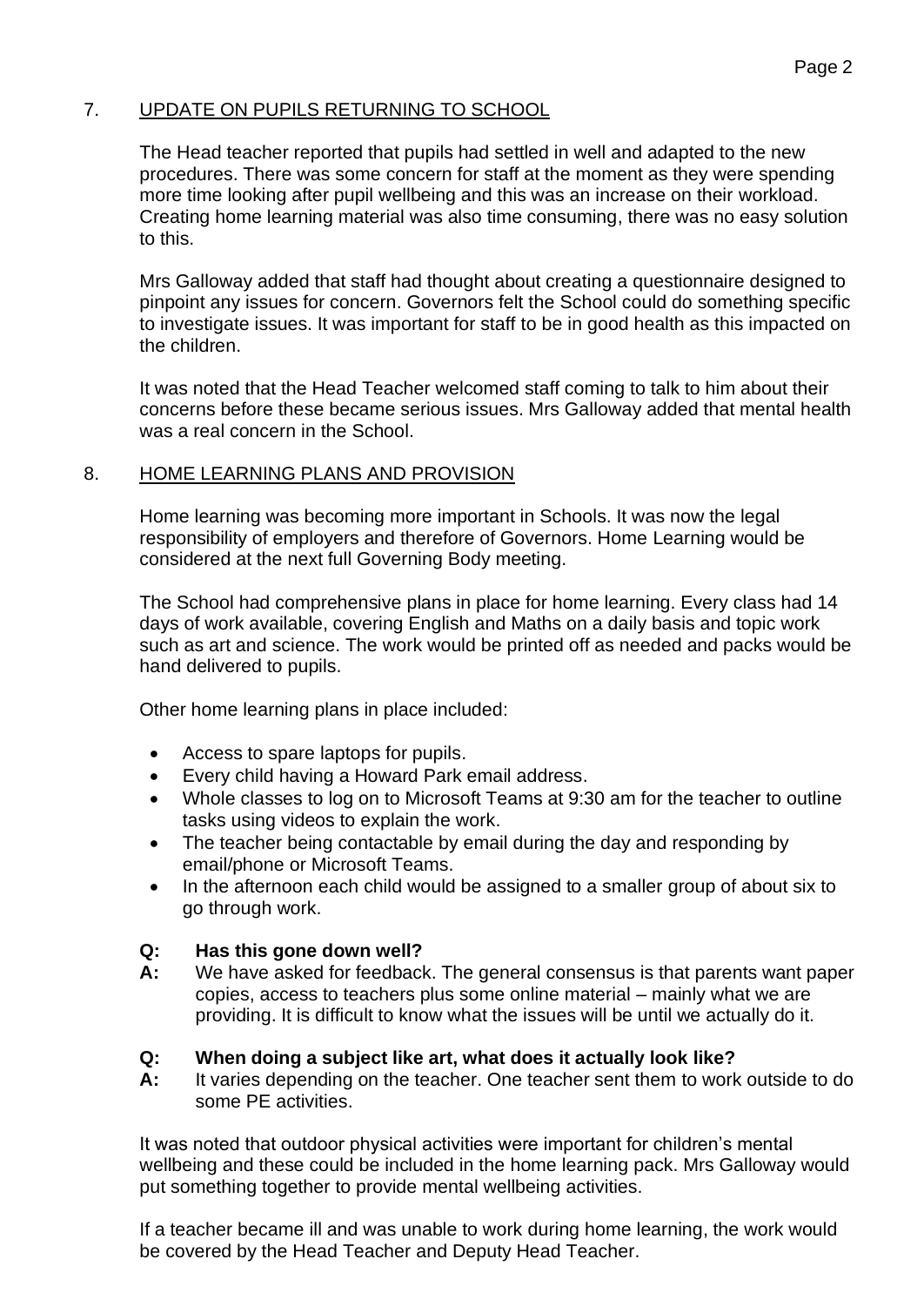## 7. UPDATE ON PUPILS RETURNING TO SCHOOL

The Head teacher reported that pupils had settled in well and adapted to the new procedures. There was some concern for staff at the moment as they were spending more time looking after pupil wellbeing and this was an increase on their workload. Creating home learning material was also time consuming, there was no easy solution to this.

Mrs Galloway added that staff had thought about creating a questionnaire designed to pinpoint any issues for concern. Governors felt the School could do something specific to investigate issues. It was important for staff to be in good health as this impacted on the children.

It was noted that the Head Teacher welcomed staff coming to talk to him about their concerns before these became serious issues. Mrs Galloway added that mental health was a real concern in the School.

## 8. HOME LEARNING PLANS AND PROVISION

Home learning was becoming more important in Schools. It was now the legal responsibility of employers and therefore of Governors. Home Learning would be considered at the next full Governing Body meeting.

The School had comprehensive plans in place for home learning. Every class had 14 days of work available, covering English and Maths on a daily basis and topic work such as art and science. The work would be printed off as needed and packs would be hand delivered to pupils.

Other home learning plans in place included:

- Access to spare laptops for pupils.
- Every child having a Howard Park email address.
- Whole classes to log on to Microsoft Teams at 9:30 am for the teacher to outline tasks using videos to explain the work.
- The teacher being contactable by email during the day and responding by email/phone or Microsoft Teams.
- In the afternoon each child would be assigned to a smaller group of about six to go through work.

**Q: Has this gone down well?**

**A:** We have asked for feedback. The general consensus is that parents want paper copies, access to teachers plus some online material – mainly what we are providing. It is difficult to know what the issues will be until we actually do it.

**Q: When doing a subject like art, what does it actually look like?**

**A:** It varies depending on the teacher. One teacher sent them to work outside to do some PE activities.

It was noted that outdoor physical activities were important for children's mental wellbeing and these could be included in the home learning pack. Mrs Galloway would put something together to provide mental wellbeing activities.

If a teacher became ill and was unable to work during home learning, the work would be covered by the Head Teacher and Deputy Head Teacher.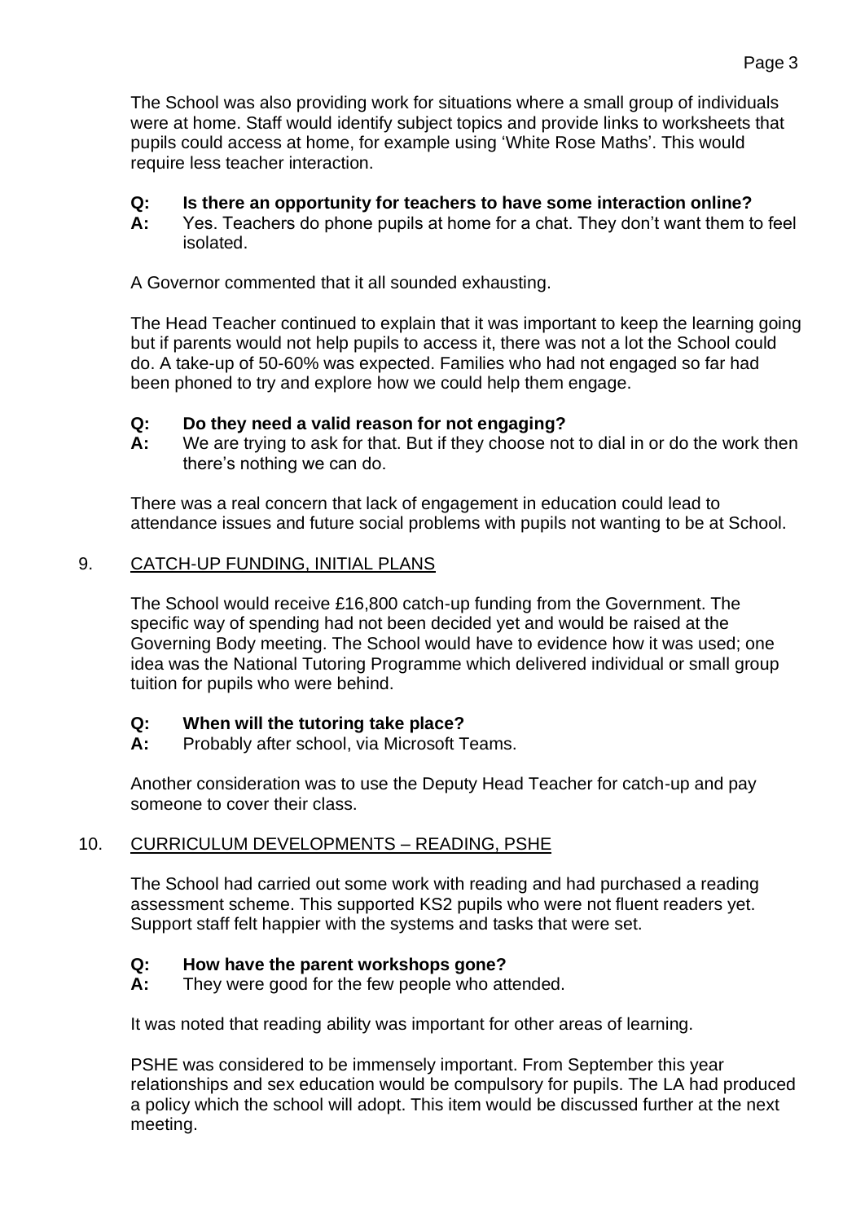The School was also providing work for situations where a small group of individuals were at home. Staff would identify subject topics and provide links to worksheets that pupils could access at home, for example using 'White Rose Maths'. This would require less teacher interaction.

**Q: Is there an opportunity for teachers to have some interaction online?**
**A:** Yes. Teachers do phone pupils at home for a chat. They don't want them to feel isolated.

A Governor commented that it all sounded exhausting.

The Head Teacher continued to explain that it was important to keep the learning going but if parents would not help pupils to access it, there was not a lot the School could do. A take-up of 50-60% was expected. Families who had not engaged so far had been phoned to try and explore how we could help them engage.

**Q: Do they need a valid reason for not engaging?**
**A:** We are trying to ask for that. But if they choose not to dial in or do the work then there's nothing we can do.

There was a real concern that lack of engagement in education could lead to attendance issues and future social problems with pupils not wanting to be at School.

## 9. CATCH-UP FUNDING, INITIAL PLANS

The School would receive £16,800 catch-up funding from the Government. The specific way of spending had not been decided yet and would be raised at the Governing Body meeting. The School would have to evidence how it was used; one idea was the National Tutoring Programme which delivered individual or small group tuition for pupils who were behind.

**Q: When will the tutoring take place?**
**A:** Probably after school, via Microsoft Teams.

Another consideration was to use the Deputy Head Teacher for catch-up and pay someone to cover their class.

## 10. CURRICULUM DEVELOPMENTS – READING, PSHE

The School had carried out some work with reading and had purchased a reading assessment scheme. This supported KS2 pupils who were not fluent readers yet. Support staff felt happier with the systems and tasks that were set.

**Q: How have the parent workshops gone?**
**A:** They were good for the few people who attended.

It was noted that reading ability was important for other areas of learning.

PSHE was considered to be immensely important. From September this year relationships and sex education would be compulsory for pupils. The LA had produced a policy which the school will adopt. This item would be discussed further at the next meeting.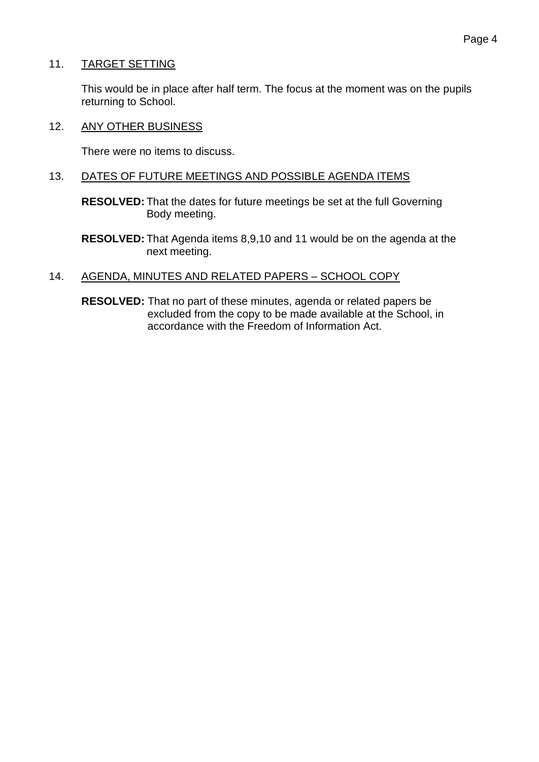## 11. TARGET SETTING

This would be in place after half term. The focus at the moment was on the pupils returning to School.

## 12. ANY OTHER BUSINESS

There were no items to discuss.

## 13. DATES OF FUTURE MEETINGS AND POSSIBLE AGENDA ITEMS

**RESOLVED:** That the dates for future meetings be set at the full Governing Body meeting.

**RESOLVED:** That Agenda items 8,9,10 and 11 would be on the agenda at the next meeting.

## 14. AGENDA, MINUTES AND RELATED PAPERS – SCHOOL COPY

**RESOLVED:** That no part of these minutes, agenda or related papers be excluded from the copy to be made available at the School, in accordance with the Freedom of Information Act.